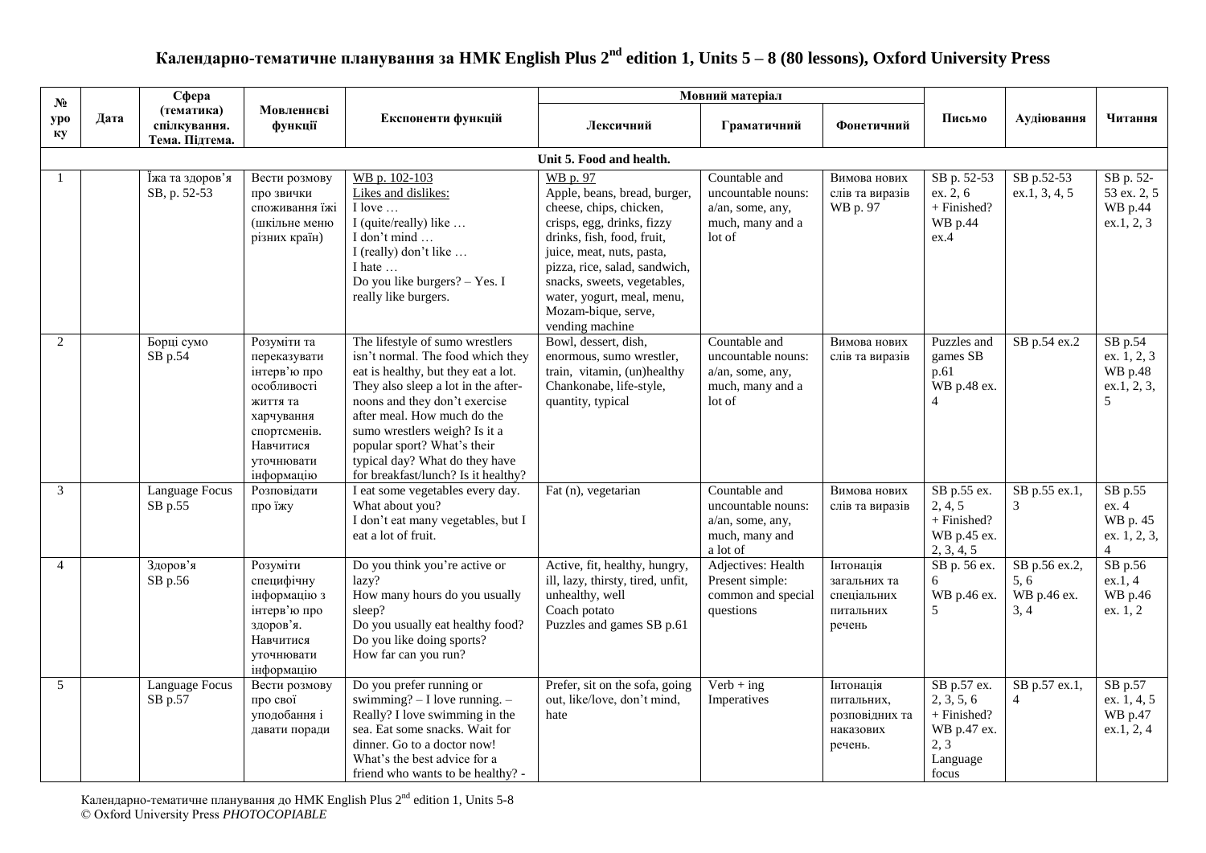# Календарно-тематичне планування за НМК English Plus 2nd edition 1, Units 5 – 8 (80 lessons), Oxford University Press

| № уроку | Дата | Сфера (тематика) спілкування. Тема. Підтема. | Мовленнєві функції | Експоненти функцій | Мовний матеріал | | | Письмо | Аудіювання | Читання |
|---|---|---|---|---|---|---|---|---|---|---|
| | | | | | Лексичний | Граматичний | Фонетичний | | | |
| **Unit 5. Food and health.** | | | | | | | | | | |
| 1 | | Їжа та здоров'я SB, p. 52-53 | Вести розмову про звички споживання їжі (шкільне меню різних країн) | WB p. 102-103 Likes and dislikes: I love … I (quite/really) like … I don't mind … I (really) don't like … I hate … Do you like burgers? – Yes. I really like burgers. | WB p. 97 Apple, beans, bread, burger, cheese, chips, chicken, crisps, egg, drinks, fizzy drinks, fish, food, fruit, juice, meat, nuts, pasta, pizza, rice, salad, sandwich, snacks, sweets, vegetables, water, yogurt, meal, menu, Mozam-bique, serve, vending machine | Countable and uncountable nouns: a/an, some, any, much, many and a lot of | Вимова нових слів та виразів WB p. 97 | SB p. 52-53 ex. 2, 6 + Finished? WB p.44 ex.4 | SB p.52-53 ex.1, 3, 4, 5 | SB p. 52-53 ex. 2, 5 WB p.44 ex.1, 2, 3 |
| 2 | | Борці сумо SB p.54 | Розуміти та переказувати інтерв'ю про особливості життя та харчування спортсменів. Навчитися уточнювати інформацію | The lifestyle of sumo wrestlers isn't normal. The food which they eat is healthy, but they eat a lot. They also sleep a lot in the after-noons and they don't exercise after meal. How much do the sumo wrestlers weigh? Is it a popular sport? What's their typical day? What do they have for breakfast/lunch? Is it healthy? | Bowl, dessert, dish, enormous, sumo wrestler, train, vitamin, (un)healthy Chankonabe, life-style, quantity, typical | Countable and uncountable nouns: a/an, some, any, much, many and a lot of | Вимова нових слів та виразів | Puzzles and games SB p.61 WB p.48 ex. 4 | SB p.54 ex.2 | SB p.54 ex. 1, 2, 3 WB p.48 ex.1, 2, 3, 5 |
| 3 | | Language Focus SB p.55 | Розповідати про їжу | I eat some vegetables every day. What about you? I don't eat many vegetables, but I eat a lot of fruit. | Fat (n), vegetarian | Countable and uncountable nouns: a/an, some, any, much, many and a lot of | Вимова нових слів та виразів | SB p.55 ex. 2, 4, 5 + Finished? WB p.45 ex. 2, 3, 4, 5 | SB p.55 ex.1, 3 | SB p.55 ex. 4 WB p. 45 ex. 1, 2, 3, 4 |
| 4 | | Здоров'я SB p.56 | Розуміти специфічну інформацію з інтерв'ю про здоров'я. Навчитися уточнювати інформацію | Do you think you're active or lazy? How many hours do you usually sleep? Do you usually eat healthy food? Do you like doing sports? How far can you run? | Active, fit, healthy, hungry, ill, lazy, thirsty, tired, unfit, unhealthy, well Coach potato Puzzles and games SB p.61 | Adjectives: Health Present simple: common and special questions | Інтонація загальних та спеціальних питальних речень | SB p. 56 ex. 6 WB p.46 ex. 5 | SB p.56 ex.2, 5, 6 WB p.46 ex. 3, 4 | SB p.56 ex.1, 4 WB p.46 ex. 1, 2 |
| 5 | | Language Focus SB p.57 | Вести розмову про свої уподобання і давати поради | Do you prefer running or swimming? – I love running. – Really? I love swimming in the sea. Eat some snacks. Wait for dinner. Go to a doctor now! What's the best advice for a friend who wants to be healthy? - | Prefer, sit on the sofa, going out, like/love, don't mind, hate | Verb + ing Imperatives | Інтонація питальних, розповідних та наказових речень. | SB p.57 ex. 2, 3, 5, 6 + Finished? WB p.47 ex. 2, 3 Language focus | SB p.57 ex.1, 4 | SB p.57 ex. 1, 4, 5 WB p.47 ex.1, 2, 4 |

Календарно-тематичне планування до НМК English Plus 2nd edition 1, Units 5-8
© Oxford University Press *PHOTOCOPIABLE*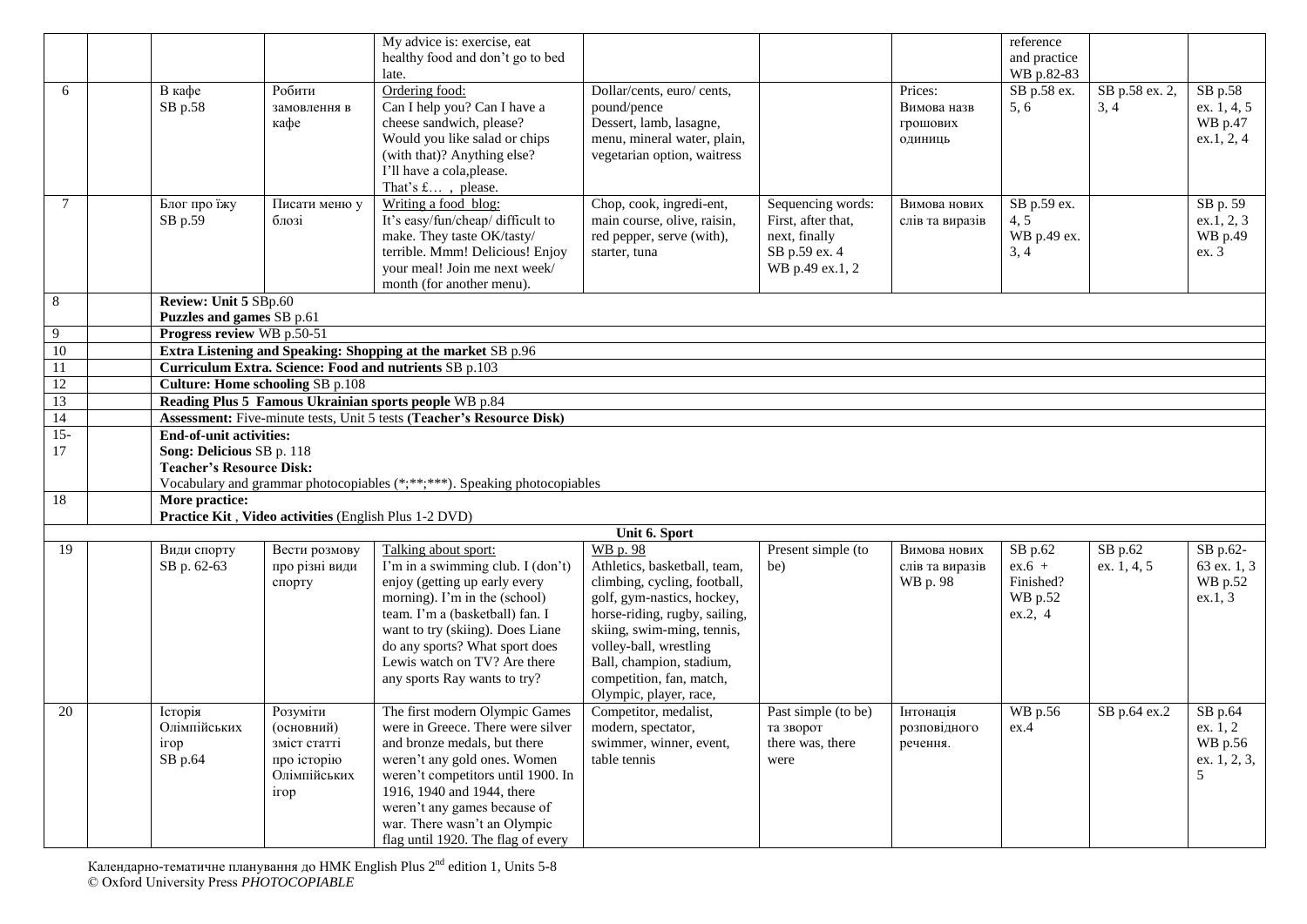| | | | | | | | | | | |
|---|---|---|---|---|---|---|---|---|---|---|
| | | | | My advice is: exercise, eat healthy food and don't go to bed late. | | | | reference and practice WB p.82-83 | | |
| 6 | | В кафе SB p.58 | Робити замовлення в кафе | Ordering food: Can I help you? Can I have a cheese sandwich, please? Would you like salad or chips (with that)? Anything else? I'll have a cola,please. That's £… , please. | Dollar/cents, euro/ cents, pound/pence Dessert, lamb, lasagne, menu, mineral water, plain, vegetarian option, waitress | | Prices: Вимова назв грошових одиниць | SB p.58 ex. 5, 6 | SB p.58 ex. 2, 3, 4 | SB p.58 ex. 1, 4, 5 WB p.47 ex.1, 2, 4 |
| 7 | | Блог про їжу SB p.59 | Писати меню у блозі | Writing a food blog: It's easy/fun/cheap/ difficult to make. They taste OK/tasty/ terrible. Mmm! Delicious! Enjoy your meal! Join me next week/ month (for another menu). | Chop, cook, ingredi-ent, main course, olive, raisin, red pepper, serve (with), starter, tuna | Sequencing words: First, after that, next, finally SB p.59 ex. 4 WB p.49 ex.1, 2 | Вимова нових слів та виразів | SB p.59 ex. 4, 5 WB p.49 ex. 3, 4 | | SB p. 59 ex.1, 2, 3 WB p.49 ex. 3 |
| 8 | | **Review: Unit 5** SBp.60 **Puzzles and games** SB p.61 | | | | | | | | |
| 9 | | **Progress review** WB p.50-51 | | | | | | | | |
| 10 | | **Extra Listening and Speaking: Shopping at the market** SB p.96 | | | | | | | | |
| 11 | | **Curriculum Extra. Science: Food and nutrients** SB p.103 | | | | | | | | |
| 12 | | **Culture: Home schooling** SB p.108 | | | | | | | | |
| 13 | | **Reading Plus 5 Famous Ukrainian sports people** WB p.84 | | | | | | | | |
| 14 | | **Assessment:** Five-minute tests, Unit 5 tests **(Teacher's Resource Disk)** | | | | | | | | |
| 15-17 | | **End-of-unit activities:** **Song: Delicious** SB p. 118 **Teacher's Resource Disk:** Vocabulary and grammar photocopiables (*;**;***). Speaking photocopiables | | | | | | | | |
| 18 | | **More practice:** **Practice Kit** , **Video activities** (English Plus 1-2 DVD) | | | | | | | | |
| | | | | **Unit 6. Sport** | | | | | | |
| 19 | | Види спорту SB p. 62-63 | Вести розмову про різні види спорту | Talking about sport: I'm in a swimming club. I (don't) enjoy (getting up early every morning). I'm in the (school) team. I'm a (basketball) fan. I want to try (skiing). Does Liane do any sports? What sport does Lewis watch on TV? Are there any sports Ray wants to try? | WB p. 98 Athletics, basketball, team, climbing, cycling, football, golf, gym-nastics, hockey, horse-riding, rugby, sailing, skiing, swim-ming, tennis, volley-ball, wrestling Ball, champion, stadium, competition, fan, match, Olympic, player, race, | Present simple (to be) | Вимова нових слів та виразів WB p. 98 | SB p.62 ex.6 + Finished? WB p.52 ex.2, 4 | SB p.62 ex. 1, 4, 5 | SB p.62-63 ex. 1, 3 WB p.52 ex.1, 3 |
| 20 | | Історія Олімпійських ігор SB p.64 | Розуміти (основний) зміст статті про історію Олімпійських ігор | The first modern Olympic Games were in Greece. There were silver and bronze medals, but there weren't any gold ones. Women weren't competitors until 1900. In 1916, 1940 and 1944, there weren't any games because of war. There wasn't an Olympic flag until 1920. The flag of every | Competitor, medalist, modern, spectator, swimmer, winner, event, table tennis | Past simple (to be) та зворот there was, there were | Інтонація розповідного речення. | WB p.56 ex.4 | SB p.64 ex.2 | SB p.64 ex. 1, 2 WB p.56 ex. 1, 2, 3, 5 |

Календарно-тематичне планування до НМК English Plus 2[nd] edition 1, Units 5-8
© Oxford University Press *PHOTOCOPIABLE*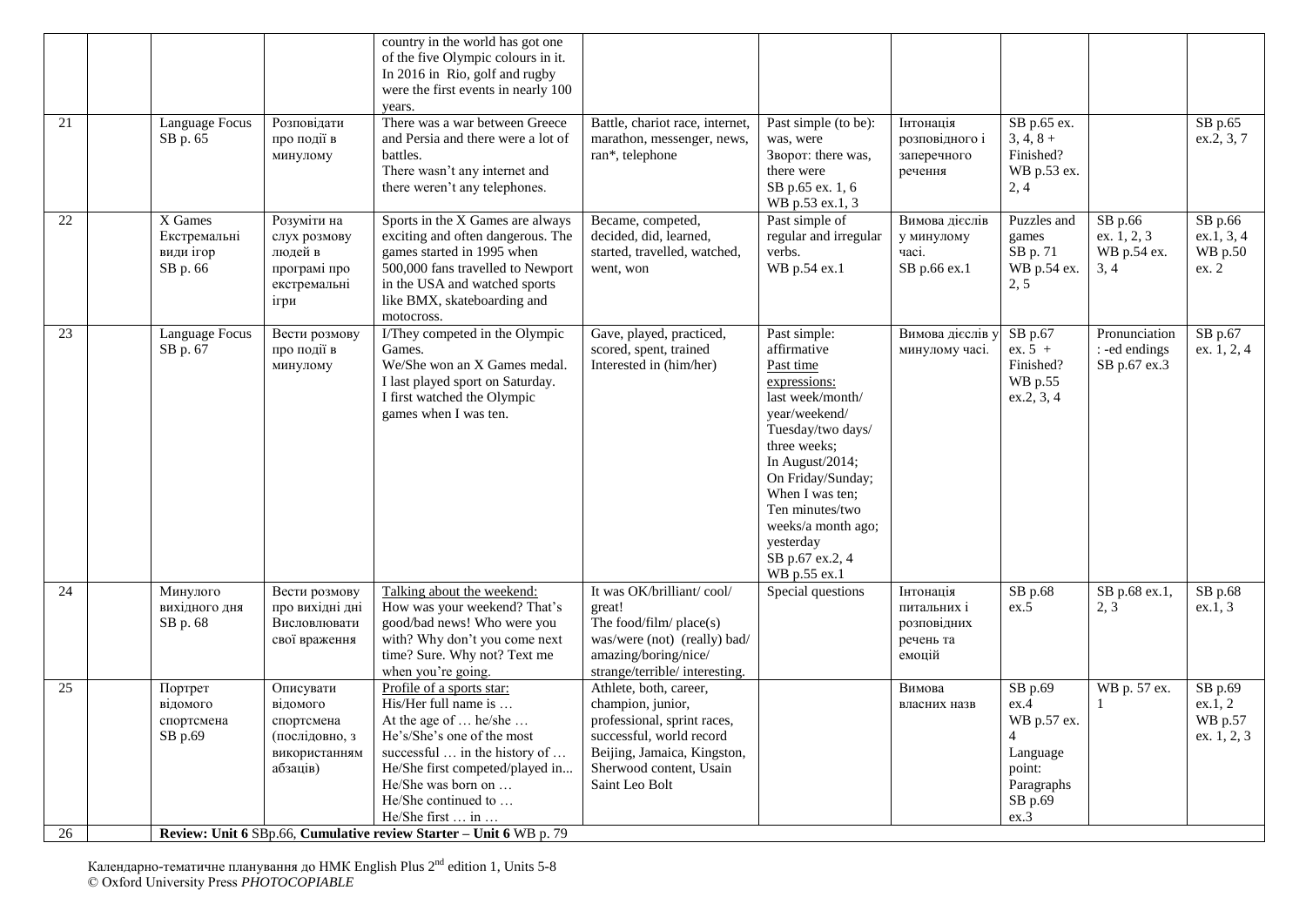| | | | | country in the world has got one of the five Olympic colours in it. In 2016 in Rio, golf and rugby were the first events in nearly 100 years. | | | | | | |
|---|---|---|---|---|---|---|---|---|---|---|
| 21 | | Language Focus SB p. 65 | Розповідати про події в минулому | There was a war between Greece and Persia and there were a lot of battles. There wasn't any internet and there weren't any telephones. | Battle, chariot race, internet, marathon, messenger, news, ran*, telephone | Past simple (to be): was, were Зворот: there was, there were SB p.65 ex. 1, 6 WB p.53 ex.1, 3 | Інтонація розповідного і заперечного речення | SB p.65 ex. 3, 4, 8 + Finished? WB p.53 ex. 2, 4 | | SB p.65 ex.2, 3, 7 |
| 22 | | X Games Екстремальні види ігор SB p. 66 | Розуміти на слух розмову людей в програмі про екстремальні ігри | Sports in the X Games are always exciting and often dangerous. The games started in 1995 when 500,000 fans travelled to Newport in the USA and watched sports like BMX, skateboarding and motocross. | Became, competed, decided, did, learned, started, travelled, watched, went, won | Past simple of regular and irregular verbs. WB p.54 ex.1 | Вимова дієслів у минулому часі. SB p.66 ex.1 | Puzzles and games SB p. 71 WB p.54 ex. 2, 5 | SB p.66 ex. 1, 2, 3 WB p.54 ex. 3, 4 | SB p.66 ex.1, 3, 4 WB p.50 ex. 2 |
| 23 | | Language Focus SB p. 67 | Вести розмову про події в минулому | I/They competed in the Olympic Games. We/She won an X Games medal. I last played sport on Saturday. I first watched the Olympic games when I was ten. | Gave, played, practiced, scored, spent, trained Interested in (him/her) | Past simple: affirmative Past time expressions: last week/month/ year/weekend/ Tuesday/two days/ three weeks; In August/2014; On Friday/Sunday; When I was ten; Ten minutes/two weeks/a month ago; yesterday SB p.67 ex.2, 4 WB p.55 ex.1 | Вимова дієслів у минулому часі. | SB p.67 ex. 5 + Finished? WB p.55 ex.2, 3, 4 | Pronunciation : -ed endings SB p.67 ex.3 | SB p.67 ex. 1, 2, 4 |
| 24 | | Минулого вихідного дня SB p. 68 | Вести розмову про вихідні дні Висловлювати свої враження | Talking about the weekend: How was your weekend? That's good/bad news! Who were you with? Why don't you come next time? Sure. Why not? Text me when you're going. | It was OK/brilliant/ cool/ great! The food/film/ place(s) was/were (not) (really) bad/ amazing/boring/nice/ strange/terrible/ interesting. | Special questions | Інтонація питальних і розповідних речень та емоцій | SB p.68 ex.5 | SB p.68 ex.1, 2, 3 | SB p.68 ex.1, 3 |
| 25 | | Портрет відомого спортсмена SB p.69 | Описувати відомого спортсмена (послідовно, з використанням абзаців) | Profile of a sports star: His/Her full name is … At the age of … he/she … He's/She's one of the most successful … in the history of … He/She first competed/played in... He/She was born on … He/She continued to … He/She first … in … | Athlete, both, career, champion, junior, professional, sprint races, successful, world record Beijing, Jamaica, Kingston, Sherwood content, Usain Saint Leo Bolt | | Вимова власних назв | SB p.69 ex.4 WB p.57 ex. 4 Language point: Paragraphs SB p.69 ex.3 | WB p. 57 ex. 1 | SB p.69 ex.1, 2 WB p.57 ex. 1, 2, 3 |
| 26 | | **Review: Unit 6** SBp.66, **Cumulative review Starter – Unit 6** WB p. 79 | | | | | | | | |

Календарно-тематичне планування до НМК English Plus 2nd edition 1, Units 5-8
© Oxford University Press *PHOTOCOPIABLE*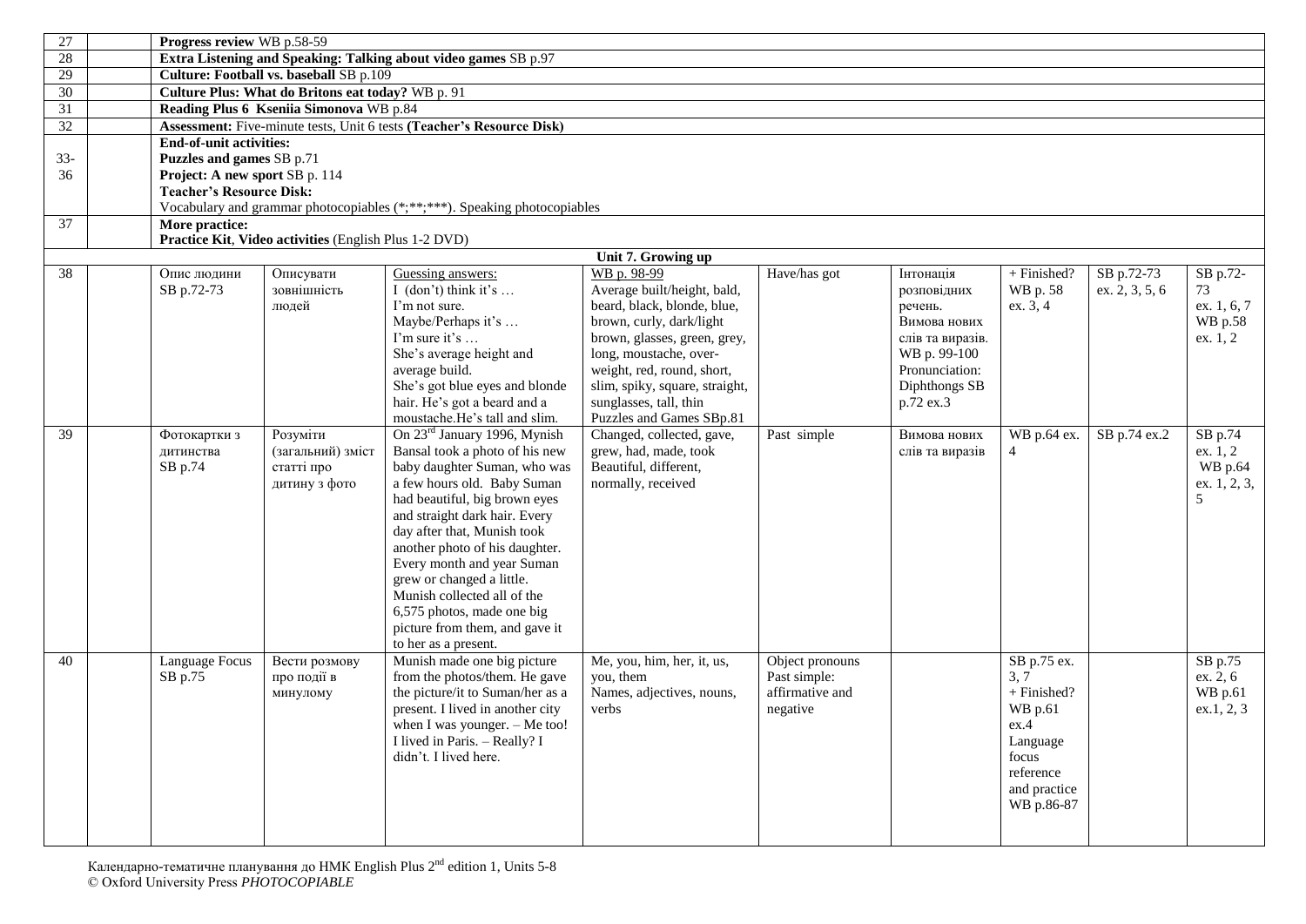| 27 | | Progress review WB p.58-59 | | | | | | | | | |
|---|---|---|---|---|---|---|---|---|---|---|---|
| 28 | | **Extra Listening and Speaking: Talking about video games** SB p.97 | | | | | | | | | |
| 29 | | **Culture: Football vs. baseball** SB p.109 | | | | | | | | | |
| 30 | | **Culture Plus: What do Britons eat today?** WB p. 91 | | | | | | | | | |
| 31 | | **Reading Plus 6 Kseniia Simonova** WB p.84 | | | | | | | | | |
| 32 | | **Assessment:** Five-minute tests, Unit 6 tests **(Teacher's Resource Disk)** | | | | | | | | | |
| 33-36 | | **End-of-unit activities:** **Puzzles and games** SB p.71 **Project: A new sport** SB p. 114 **Teacher's Resource Disk:** Vocabulary and grammar photocopiables (*;**;***). Speaking photocopiables | | | | | | | | | |
| 37 | | **More practice:** **Practice Kit**, **Video activities** (English Plus 1-2 DVD) | | | | | | | | | |
| | | | | | **Unit 7. Growing up** | | | | | | |
| 38 | | Опис людини SB p.72-73 | Описувати зовнішність людей | Guessing answers: I (don't) think it's … I'm not sure. Maybe/Perhaps it's … I'm sure it's … She's average height and average build. She's got blue eyes and blonde hair. He's got a beard and a moustache.He's tall and slim. | WB p. 98-99 Average built/height, bald, beard, black, blonde, blue, brown, curly, dark/light brown, glasses, green, grey, long, moustache, over-weight, red, round, short, slim, spiky, square, straight, sunglasses, tall, thin Puzzles and Games SBp.81 | Have/has got | Інтонація розповідних речень. Вимова нових слів та виразів. WB p. 99-100 Pronunciation: Diphthongs SB p.72 ex.3 | + Finished? WB p. 58 ex. 3, 4 | SB p.72-73 ex. 2, 3, 5, 6 | SB p.72-73 ex. 1, 6, 7 WB p.58 ex. 1, 2 |
| 39 | | Фотокартки з дитинства SB p.74 | Розуміти (загальний) зміст статті про дитину з фото | On 23rd January 1996, Mynish Bansal took a photo of his new baby daughter Suman, who was a few hours old. Baby Suman had beautiful, big brown eyes and straight dark hair. Every day after that, Munish took another photo of his daughter. Every month and year Suman grew or changed a little. Munish collected all of the 6,575 photos, made one big picture from them, and gave it to her as a present. | Changed, collected, gave, grew, had, made, took Beautiful, different, normally, received | Past simple | Вимова нових слів та виразів | WB p.64 ex. 4 | SB p.74 ex.2 | SB p.74 ex. 1, 2 WB p.64 ex. 1, 2, 3, 5 |
| 40 | | Language Focus SB p.75 | Вести розмову про події в минулому | Munish made one big picture from the photos/them. He gave the picture/it to Suman/her as a present. I lived in another city when I was younger. – Me too! I lived in Paris. – Really? I didn't. I lived here. | Me, you, him, her, it, us, you, them Names, adjectives, nouns, verbs | Object pronouns Past simple: affirmative and negative | | SB p.75 ex. 3, 7 + Finished? WB p.61 ex.4 Language focus reference and practice WB p.86-87 | | SB p.75 ex. 2, 6 WB p.61 ex.1, 2, 3 |

Календарно-тематичне планування до НМК English Plus 2nd edition 1, Units 5-8
© Oxford University Press *PHOTOCOPIABLE*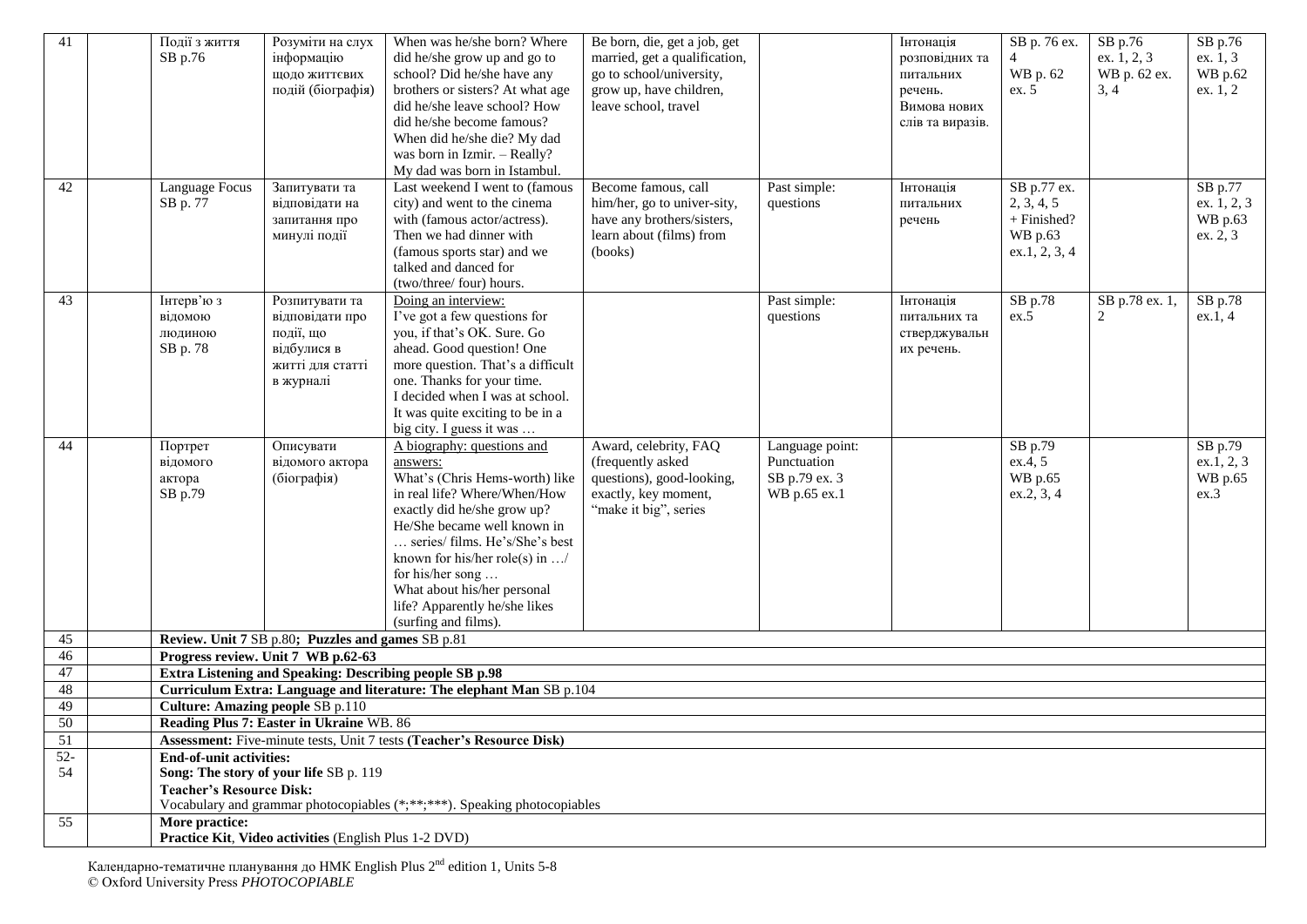| 41 | | Події з життя SB p.76 | Розуміти на слух інформацію щодо життєвих подій (біографія) | When was he/she born? Where did he/she grow up and go to school? Did he/she have any brothers or sisters? At what age did he/she leave school? How did he/she become famous? When did he/she die? My dad was born in Izmir. – Really? My dad was born in Istambul. | Be born, die, get a job, get married, get a qualification, go to school/university, grow up, have children, leave school, travel | | Інтонація розповідних та питальних речень. Вимова нових слів та виразів. | SB p. 76 ex. 4 WB p. 62 ex. 5 | SB p.76 ex. 1, 2, 3 WB p. 62 ex. 3, 4 | SB p.76 ex. 1, 3 WB p.62 ex. 1, 2 |
|---|---|---|---|---|---|---|---|---|---|---|
| 42 | | Language Focus SB p. 77 | Запитувати та відповідати на запитання про минулі події | Last weekend I went to (famous city) and went to the cinema with (famous actor/actress). Then we had dinner with (famous sports star) and we talked and danced for (two/three/ four) hours. | Become famous, call him/her, go to univer-sity, have any brothers/sisters, learn about (films) from (books) | Past simple: questions | Інтонація питальних речень | SB p.77 ex. 2, 3, 4, 5 + Finished? WB p.63 ex.1, 2, 3, 4 | | SB p.77 ex. 1, 2, 3 WB p.63 ex. 2, 3 |
| 43 | | Інтерв'ю з відомою людиною SB p. 78 | Розпитувати та відповідати про події, що відбулися в житті для статті в журналі | Doing an interview: I've got a few questions for you, if that's OK. Sure. Go ahead. Good question! One more question. That's a difficult one. Thanks for your time. I decided when I was at school. It was quite exciting to be in a big city. I guess it was … | | Past simple: questions | Інтонація питальних та стверджувальн их речень. | SB p.78 ex.5 | SB p.78 ex. 1, 2 | SB p.78 ex.1, 4 |
| 44 | | Портрет відомого актора SB p.79 | Описувати відомого актора (біографія) | A biography: questions and answers: What's (Chris Hems-worth) like in real life? Where/When/How exactly did he/she grow up? He/She became well known in … series/ films. He's/She's best known for his/her role(s) in …/ for his/her song … What about his/her personal life? Apparently he/she likes (surfing and films). | Award, celebrity, FAQ (frequently asked questions), good-looking, exactly, key moment, "make it big", series | Language point: Punctuation SB p.79 ex. 3 WB p.65 ex.1 | | SB p.79 ex.4, 5 WB p.65 ex.2, 3, 4 | | SB p.79 ex.1, 2, 3 WB p.65 ex.3 |
| 45 | | **Review. Unit 7** SB p.80; **Puzzles and games** SB p.81 | | | | | | | | |
| 46 | | **Progress review. Unit 7 WB p.62-63** | | | | | | | | |
| 47 | | **Extra Listening and Speaking: Describing people SB p.98** | | | | | | | | |
| 48 | | **Curriculum Extra: Language and literature: The elephant Man** SB p.104 | | | | | | | | |
| 49 | | **Culture: Amazing people** SB p.110 | | | | | | | | |
| 50 | | **Reading Plus 7: Easter in Ukraine** WB. 86 | | | | | | | | |
| 51 | | **Assessment:** Five-minute tests, Unit 7 tests **(Teacher's Resource Disk)** | | | | | | | | |
| 52-54 | | **End-of-unit activities:** **Song: The story of your life** SB p. 119 **Teacher's Resource Disk:** Vocabulary and grammar photocopiables (*;**;***). Speaking photocopiables | | | | | | | | |
| 55 | | **More practice:** **Practice Kit**, **Video activities** (English Plus 1-2 DVD) | | | | | | | | |

Календарно-тематичне планування до НМК English Plus 2nd edition 1, Units 5-8
© Oxford University Press *PHOTOCOPIABLE*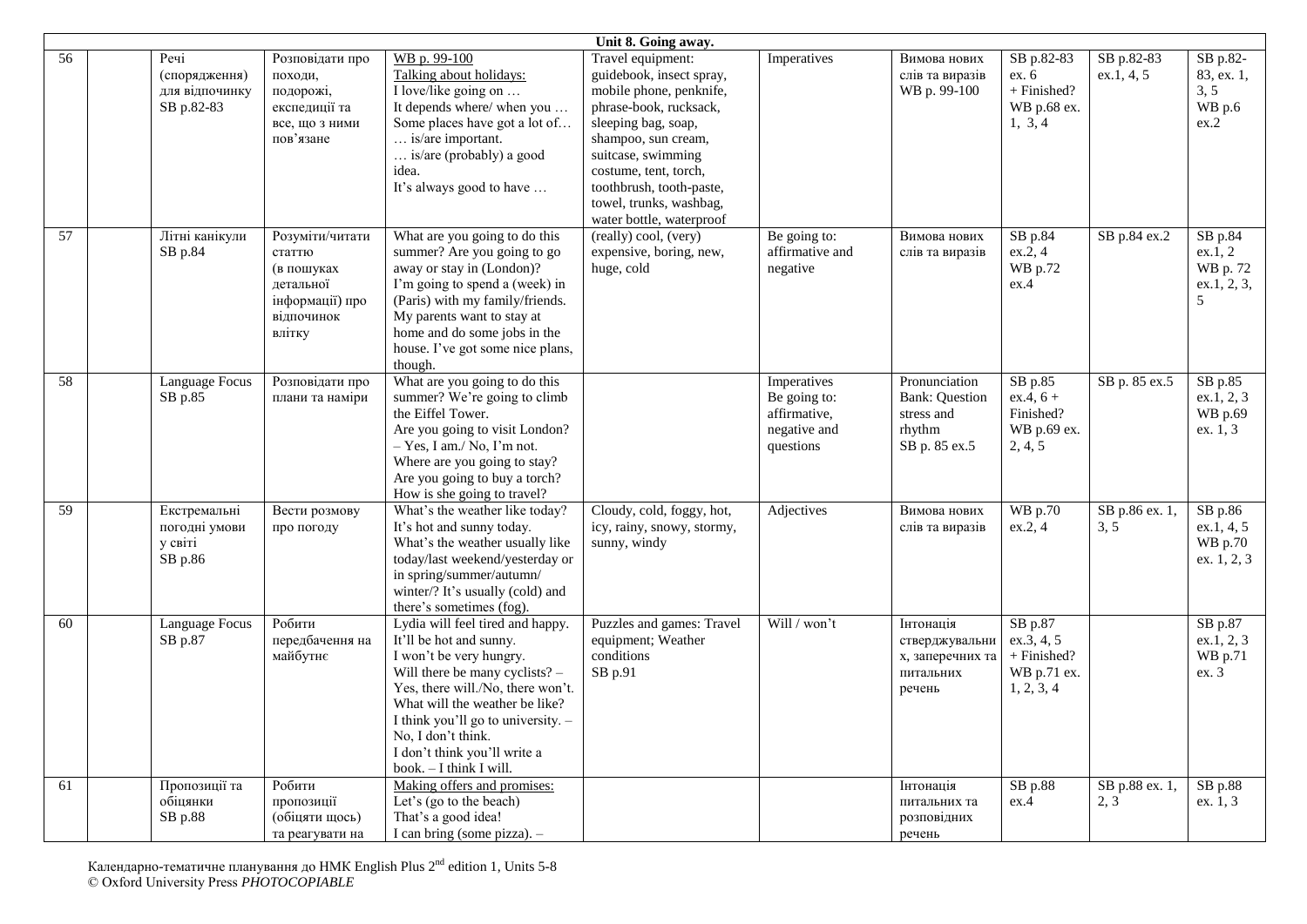| Unit 8. Going away. | | | | | | | | | | |
|---|---|---|---|---|---|---|---|---|---|---|
| 56 | | Речі (спорядження) для відпочинку SB p.82-83 | Розповідати про походи, подорожі, експедиції та все, що з ними пов'язане | WB p. 99-100<br>Talking about holidays:<br>I love/like going on …<br>It depends where/ when you …<br>Some places have got a lot of…<br>… is/are important.<br>… is/are (probably) a good idea.<br>It's always good to have … | Travel equipment: guidebook, insect spray, mobile phone, penknife, phrase-book, rucksack, sleeping bag, soap, shampoo, sun cream, suitcase, swimming costume, tent, torch, toothbrush, tooth-paste, towel, trunks, washbag, water bottle, waterproof | Imperatives | Вимова нових слів та виразів WB p. 99-100 | SB p.82-83 ex. 6 + Finished? WB p.68 ex. 1, 3, 4 | SB p.82-83 ex.1, 4, 5 | SB p.82-83, ex. 1, 3, 5 WB p.6 ex.2 |
| 57 | | Літні канікули SB p.84 | Розуміти/читати статтю (в пошуках детальної інформації) про відпочинок влітку | What are you going to do this summer? Are you going to go away or stay in (London)?<br>I'm going to spend a (week) in (Paris) with my family/friends.<br>My parents want to stay at home and do some jobs in the house. I've got some nice plans, though. | (really) cool, (very) expensive, boring, new, huge, cold | Be going to: affirmative and negative | Вимова нових слів та виразів | SB p.84 ex.2, 4 WB p.72 ex.4 | SB p.84 ex.2 | SB p.84 ex.1, 2 WB p. 72 ex.1, 2, 3, 5 |
| 58 | | Language Focus SB p.85 | Розповідати про плани та наміри | What are you going to do this summer? We're going to climb the Eiffel Tower.<br>Are you going to visit London?<br>– Yes, I am./ No, I'm not.<br>Where are you going to stay?<br>Are you going to buy a torch?<br>How is she going to travel? | | Imperatives Be going to: affirmative, negative and questions | Pronunciation Bank: Question stress and rhythm SB p. 85 ex.5 | SB p.85 ex.4, 6 + Finished? WB p.69 ex. 2, 4, 5 | SB p. 85 ex.5 | SB p.85 ex.1, 2, 3 WB p.69 ex. 1, 3 |
| 59 | | Екстремальні погодні умови у світі SB p.86 | Вести розмову про погоду | What's the weather like today?<br>It's hot and sunny today.<br>What's the weather usually like today/last weekend/yesterday or in spring/summer/autumn/ winter/? It's usually (cold) and there's sometimes (fog). | Cloudy, cold, foggy, hot, icy, rainy, snowy, stormy, sunny, windy | Adjectives | Вимова нових слів та виразів | WB p.70 ex.2, 4 | SB p.86 ex. 1, 3, 5 | SB p.86 ex.1, 4, 5 WB p.70 ex. 1, 2, 3 |
| 60 | | Language Focus SB p.87 | Робити передбачення на майбутнє | Lydia will feel tired and happy.<br>It'll be hot and sunny.<br>I won't be very hungry.<br>Will there be many cyclists? – Yes, there will./No, there won't.<br>What will the weather be like?<br>I think you'll go to university. – No, I don't think.<br>I don't think you'll write a book. – I think I will. | Puzzles and games: Travel equipment; Weather conditions SB p.91 | Will / won't | Інтонація стверджувальних, заперечних та питальних речень | SB p.87 ex.3, 4, 5 + Finished? WB p.71 ex. 1, 2, 3, 4 | | SB p.87 ex.1, 2, 3 WB p.71 ex. 3 |
| 61 | | Пропозиції та обіцянки SB p.88 | Робити пропозиції (обіцяти щось) та реагувати на | Making offers and promises:<br>Let's (go to the beach)<br>That's a good idea!<br>I can bring (some pizza). – | | | Інтонація питальних та розповідних речень | SB p.88 ex.4 | SB p.88 ex. 1, 2, 3 | SB p.88 ex. 1, 3 |

Календарно-тематичне планування до НМК English Plus 2nd edition 1, Units 5-8
© Oxford University Press *PHOTOCOPIABLE*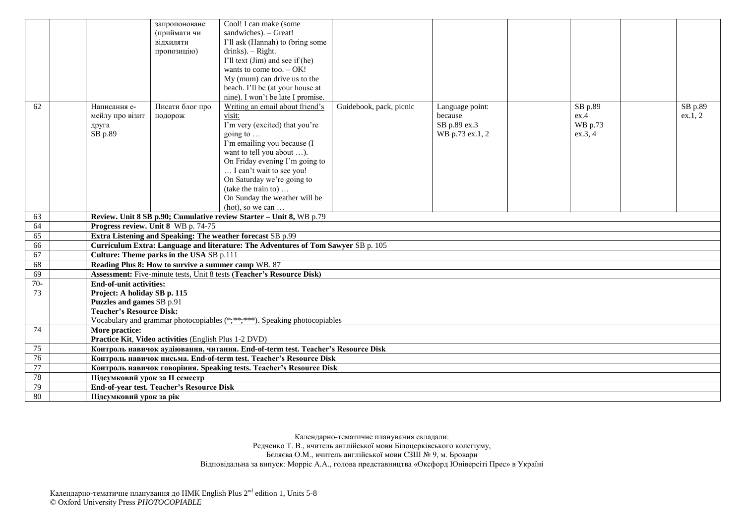| | | | | | | | | | | |
|---|---|---|---|---|---|---|---|---|---|---|
| | | | запропоноване (приймати чи відхиляти пропозицію) | Cool! I can make (some sandwiches). – Great! I'll ask (Hannah) to (bring some drinks). – Right. I'll text (Jim) and see if (he) wants to come too. – OK! My (mum) can drive us to the beach. I'll be (at your house at nine). I won't be late I promise. | | | | | | |
| 62 | | Написання е-мейлу про візит друга SB p.89 | Писати блог про подорож | Writing an email about friend's visit: I'm very (excited) that you're going to … I'm emailing you because (I want to tell you about …). On Friday evening I'm going to … I can't wait to see you! On Saturday we're going to (take the train to) … On Sunday the weather will be (hot), so we can … | Guidebook, pack, picnic | Language point: because SB p.89 ex.3 WB p.73 ex.1, 2 | | SB p.89 ex.4 WB p.73 ex.3, 4 | | SB p.89 ex.1, 2 |
| 63 | | **Review. Unit 8 SB p.90; Cumulative review Starter – Unit 8,** WB p.79 | | | | | | | | |
| 64 | | **Progress review. Unit 8** WB p. 74-75 | | | | | | | | |
| 65 | | **Extra Listening and Speaking: The weather forecast** SB p.99 | | | | | | | | |
| 66 | | **Curriculum Extra: Language and literature: The Adventures of Tom Sawyer** SB p. 105 | | | | | | | | |
| 67 | | **Culture: Theme parks in the USA** SB p.111 | | | | | | | | |
| 68 | | **Reading Plus 8: How to survive a summer camp** WB. 87 | | | | | | | | |
| 69 | | **Assessment:** Five-minute tests, Unit 8 tests **(Teacher's Resource Disk)** | | | | | | | | |
| 70-73 | | **End-of-unit activities:** **Project: A holiday SB p. 115** **Puzzles and games** SB p.91 **Teacher's Resource Disk:** Vocabulary and grammar photocopiables (*;**;***). Speaking photocopiables | | | | | | | | |
| 74 | | **More practice:** **Practice Kit**, **Video activities** (English Plus 1-2 DVD) | | | | | | | | |
| 75 | | **Контроль навичок аудіювання, читання. End-of-term test. Teacher's Resource Disk** | | | | | | | | |
| 76 | | **Контроль навичок письма. End-of-term test. Teacher's Resource Disk** | | | | | | | | |
| 77 | | **Контроль навичок говоріння. Speaking tests. Teacher's Resource Disk** | | | | | | | | |
| 78 | | **Підсумковий урок за II семестр** | | | | | | | | |
| 79 | | **End-of-year test. Teacher's Resource Disk** | | | | | | | | |
| 80 | | **Підсумковий урок за рік** | | | | | | | | |

Календарно-тематичне планування складали:
Редченко Т. В., вчитель англійської мови Білоцерківського колегіуму,
Бєляєва О.М., вчитель англійської мови СЗШ № 9, м. Бровари
Відповідальна за випуск: Морріс А.А., голова представництва «Оксфорд Юніверсіті Прес» в Україні

Календарно-тематичне планування до НМК English Plus 2[nd] edition 1, Units 5-8
© Oxford University Press *PHOTOCOPIABLE*